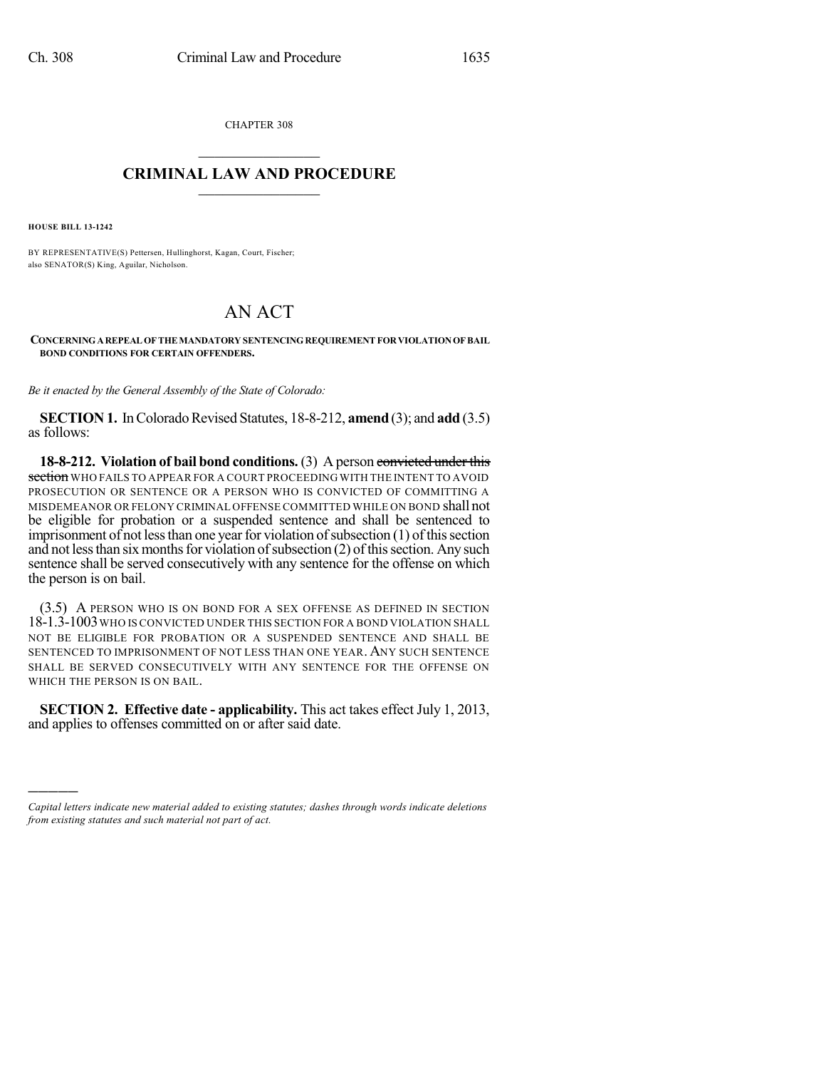CHAPTER 308

# CRIMINAL LAW AND PROCEDURE

**HOUSE BILL 13-1242**

BY REPRESENTATIVE(S) Pettersen, Hullinghorst, Kagan, Court, Fischer; also SENATOR(S) King, Aguilar, Nicholson.

# AN ACT

**CONCERNING A REPEAL OF THE MANDATORY SENTENCING REQUIREMENT FOR VIOLATION OF BAIL BOND CONDITIONS FOR CERTAIN OFFENDERS.**

*Be it enacted by the General Assembly of the State of Colorado:*

**SECTION 1.** In Colorado Revised Statutes, 18-8-212, **amend** (3); and **add** (3.5) as follows:

**18-8-212. Violation of bail bond conditions.** (3) A person ~~convicted under this section~~ WHO FAILS TO APPEAR FOR A COURT PROCEEDING WITH THE INTENT TO AVOID PROSECUTION OR SENTENCE OR A PERSON WHO IS CONVICTED OF COMMITTING A MISDEMEANOR OR FELONY CRIMINAL OFFENSE COMMITTED WHILE ON BOND shall not be eligible for probation or a suspended sentence and shall be sentenced to imprisonment of not less than one year for violation of subsection (1) of this section and not less than six months for violation of subsection (2) of this section. Any such sentence shall be served consecutively with any sentence for the offense on which the person is on bail.

(3.5) A PERSON WHO IS ON BOND FOR A SEX OFFENSE AS DEFINED IN SECTION 18-1.3-1003 WHO IS CONVICTED UNDER THIS SECTION FOR A BOND VIOLATION SHALL NOT BE ELIGIBLE FOR PROBATION OR A SUSPENDED SENTENCE AND SHALL BE SENTENCED TO IMPRISONMENT OF NOT LESS THAN ONE YEAR. ANY SUCH SENTENCE SHALL BE SERVED CONSECUTIVELY WITH ANY SENTENCE FOR THE OFFENSE ON WHICH THE PERSON IS ON BAIL.

**SECTION 2. Effective date - applicability.** This act takes effect July 1, 2013, and applies to offenses committed on or after said date.

---

*Capital letters indicate new material added to existing statutes; dashes through words indicate deletions from existing statutes and such material not part of act.*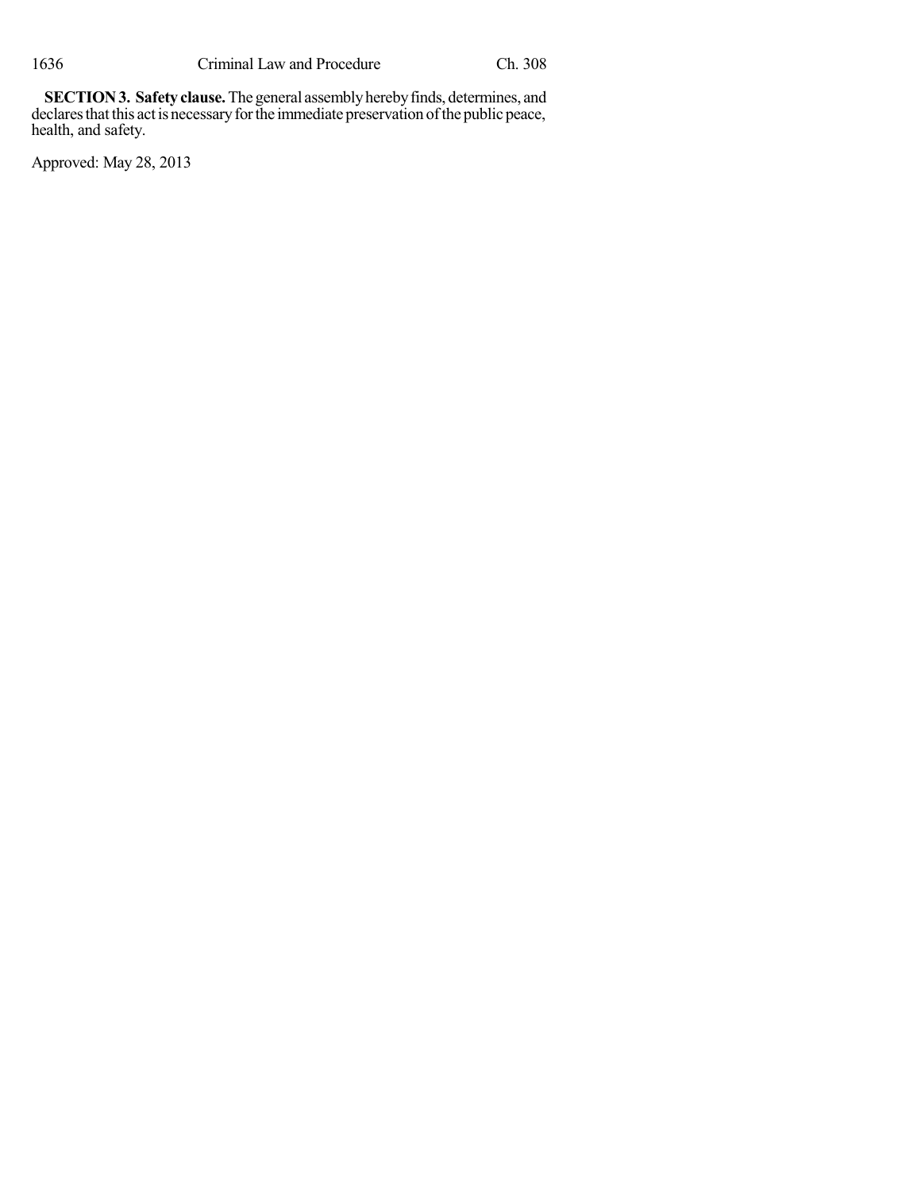**SECTION 3. Safety clause.** The general assembly hereby finds, determines, and declares that this act is necessary for the immediate preservation of the public peace, health, and safety.

Approved: May 28, 2013